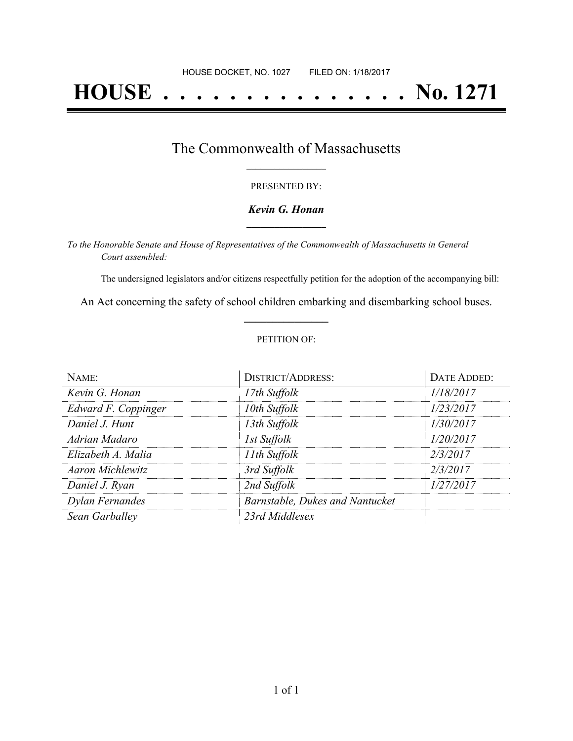HOUSE DOCKET, NO. 1027 FILED ON: 1/18/2017

# HOUSE . . . . . . . . . . . . . . . No. 1271

## The Commonwealth of Massachusetts

PRESENTED BY:

***Kevin G. Honan***

*To the Honorable Senate and House of Representatives of the Commonwealth of Massachusetts in General Court assembled:*

The undersigned legislators and/or citizens respectfully petition for the adoption of the accompanying bill:

An Act concerning the safety of school children embarking and disembarking school buses.

PETITION OF:

| NAME: | DISTRICT/ADDRESS: | DATE ADDED: |
| --- | --- | --- |
| *Kevin G. Honan* | *17th Suffolk* | *1/18/2017* |
| *Edward F. Coppinger* | *10th Suffolk* | *1/23/2017* |
| *Daniel J. Hunt* | *13th Suffolk* | *1/30/2017* |
| *Adrian Madaro* | *1st Suffolk* | *1/20/2017* |
| *Elizabeth A. Malia* | *11th Suffolk* | *2/3/2017* |
| *Aaron Michlewitz* | *3rd Suffolk* | *2/3/2017* |
| *Daniel J. Ryan* | *2nd Suffolk* | *1/27/2017* |
| *Dylan Fernandes* | *Barnstable, Dukes and Nantucket* | |
| *Sean Garballey* | *23rd Middlesex* | |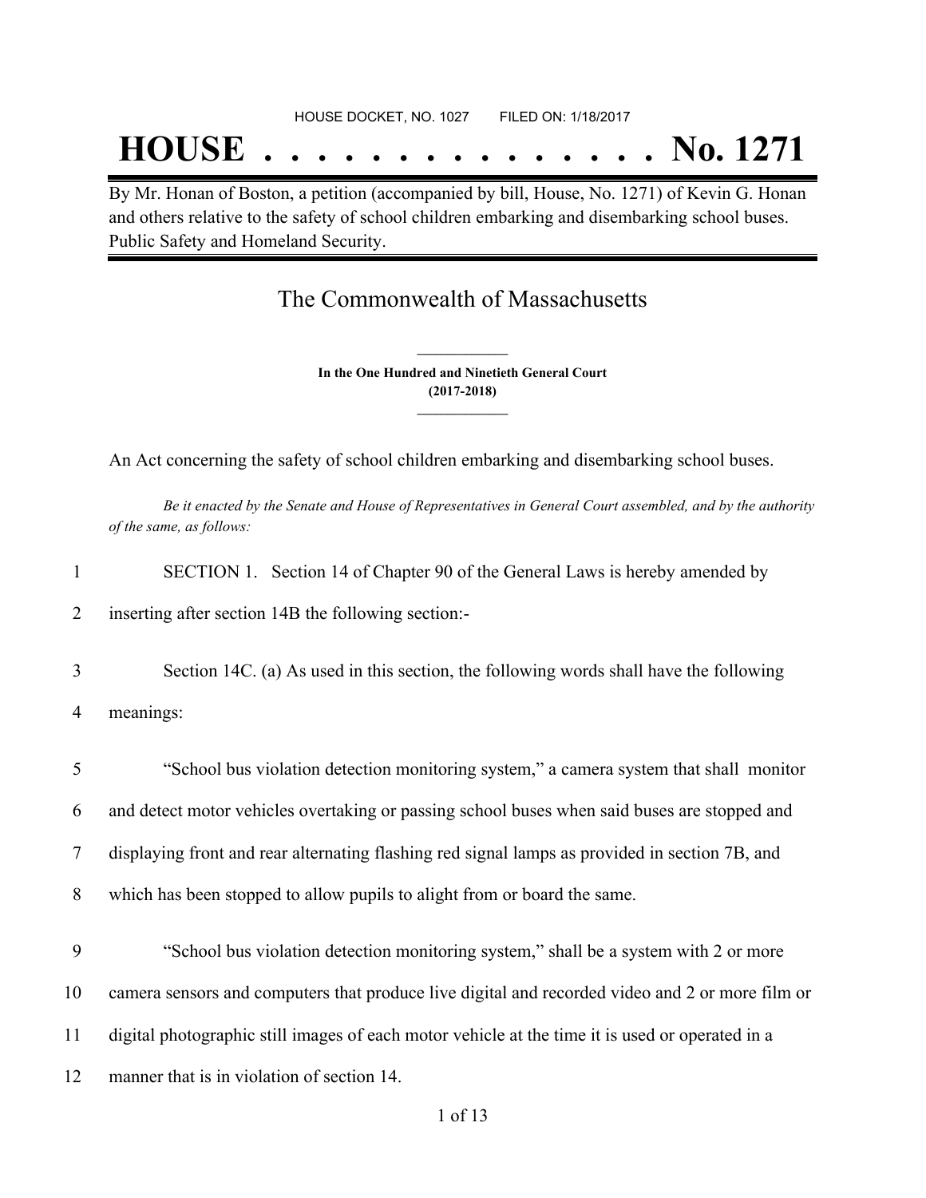HOUSE DOCKET, NO. 1027 FILED ON: 1/18/2017

# HOUSE . . . . . . . . . . . . . . . No. 1271

By Mr. Honan of Boston, a petition (accompanied by bill, House, No. 1271) of Kevin G. Honan and others relative to the safety of school children embarking and disembarking school buses. Public Safety and Homeland Security.

## The Commonwealth of Massachusetts

**In the One Hundred and Ninetieth General Court (2017-2018)**

An Act concerning the safety of school children embarking and disembarking school buses.

*Be it enacted by the Senate and House of Representatives in General Court assembled, and by the authority of the same, as follows:*

1 SECTION 1. Section 14 of Chapter 90 of the General Laws is hereby amended by
2 inserting after section 14B the following section:-

3 Section 14C. (a) As used in this section, the following words shall have the following
4 meanings:

5 "School bus violation detection monitoring system," a camera system that shall monitor
6 and detect motor vehicles overtaking or passing school buses when said buses are stopped and
7 displaying front and rear alternating flashing red signal lamps as provided in section 7B, and
8 which has been stopped to allow pupils to alight from or board the same.

9 "School bus violation detection monitoring system," shall be a system with 2 or more
10 camera sensors and computers that produce live digital and recorded video and 2 or more film or
11 digital photographic still images of each motor vehicle at the time it is used or operated in a
12 manner that is in violation of section 14.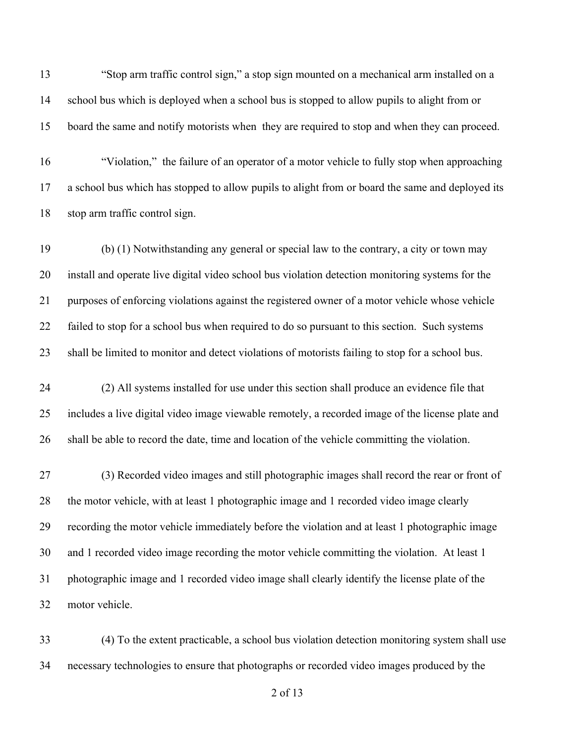“Stop arm traffic control sign,” a stop sign mounted on a mechanical arm installed on a school bus which is deployed when a school bus is stopped to allow pupils to alight from or board the same and notify motorists when they are required to stop and when they can proceed.

“Violation,” the failure of an operator of a motor vehicle to fully stop when approaching a school bus which has stopped to allow pupils to alight from or board the same and deployed its stop arm traffic control sign.

(b) (1) Notwithstanding any general or special law to the contrary, a city or town may install and operate live digital video school bus violation detection monitoring systems for the purposes of enforcing violations against the registered owner of a motor vehicle whose vehicle failed to stop for a school bus when required to do so pursuant to this section. Such systems shall be limited to monitor and detect violations of motorists failing to stop for a school bus.

(2) All systems installed for use under this section shall produce an evidence file that includes a live digital video image viewable remotely, a recorded image of the license plate and shall be able to record the date, time and location of the vehicle committing the violation.

(3) Recorded video images and still photographic images shall record the rear or front of the motor vehicle, with at least 1 photographic image and 1 recorded video image clearly recording the motor vehicle immediately before the violation and at least 1 photographic image and 1 recorded video image recording the motor vehicle committing the violation. At least 1 photographic image and 1 recorded video image shall clearly identify the license plate of the motor vehicle.

(4) To the extent practicable, a school bus violation detection monitoring system shall use necessary technologies to ensure that photographs or recorded video images produced by the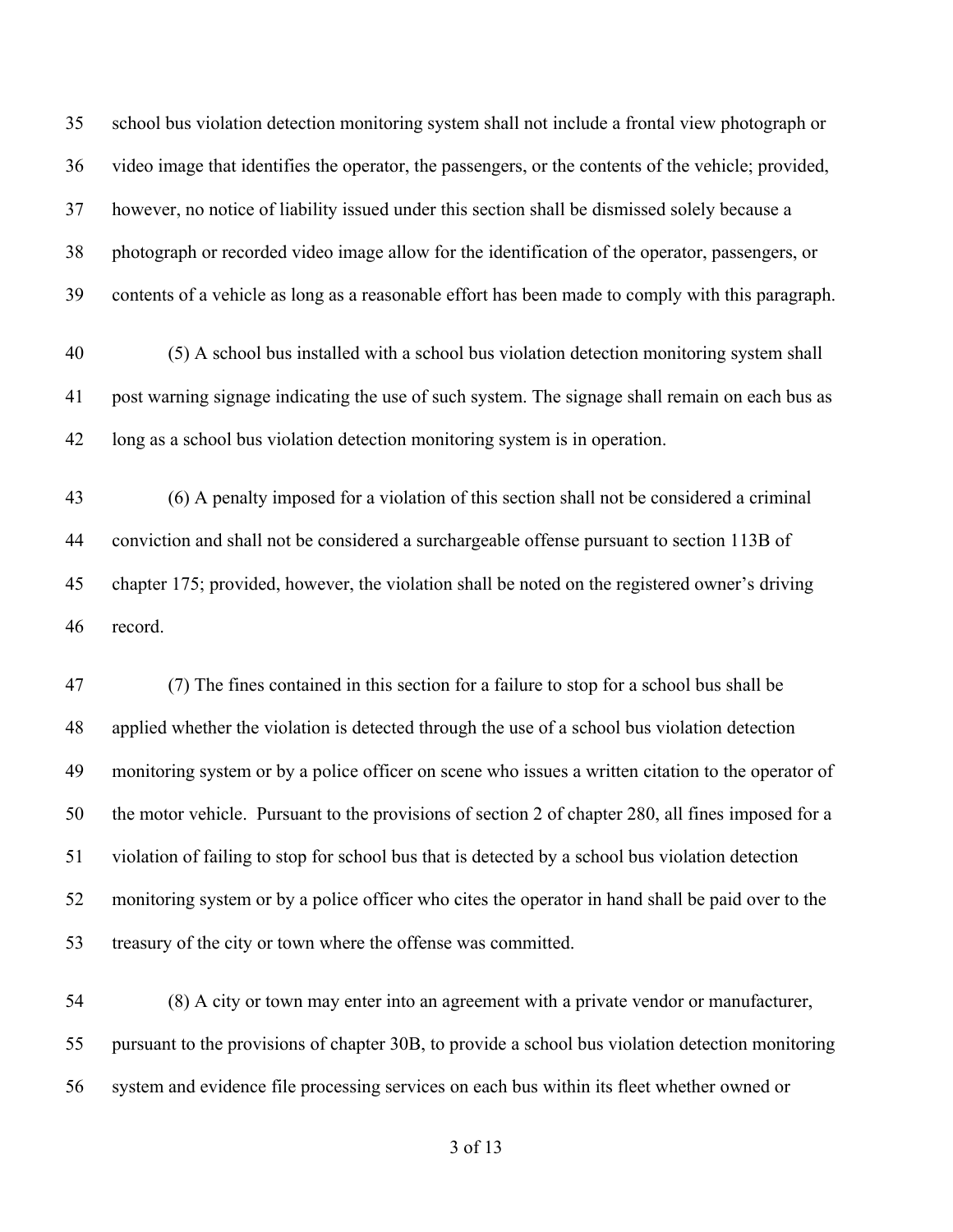school bus violation detection monitoring system shall not include a frontal view photograph or video image that identifies the operator, the passengers, or the contents of the vehicle; provided, however, no notice of liability issued under this section shall be dismissed solely because a photograph or recorded video image allow for the identification of the operator, passengers, or contents of a vehicle as long as a reasonable effort has been made to comply with this paragraph.

(5) A school bus installed with a school bus violation detection monitoring system shall post warning signage indicating the use of such system. The signage shall remain on each bus as long as a school bus violation detection monitoring system is in operation.

(6) A penalty imposed for a violation of this section shall not be considered a criminal conviction and shall not be considered a surchargeable offense pursuant to section 113B of chapter 175; provided, however, the violation shall be noted on the registered owner's driving record.

(7) The fines contained in this section for a failure to stop for a school bus shall be applied whether the violation is detected through the use of a school bus violation detection monitoring system or by a police officer on scene who issues a written citation to the operator of the motor vehicle. Pursuant to the provisions of section 2 of chapter 280, all fines imposed for a violation of failing to stop for school bus that is detected by a school bus violation detection monitoring system or by a police officer who cites the operator in hand shall be paid over to the treasury of the city or town where the offense was committed.

(8) A city or town may enter into an agreement with a private vendor or manufacturer, pursuant to the provisions of chapter 30B, to provide a school bus violation detection monitoring system and evidence file processing services on each bus within its fleet whether owned or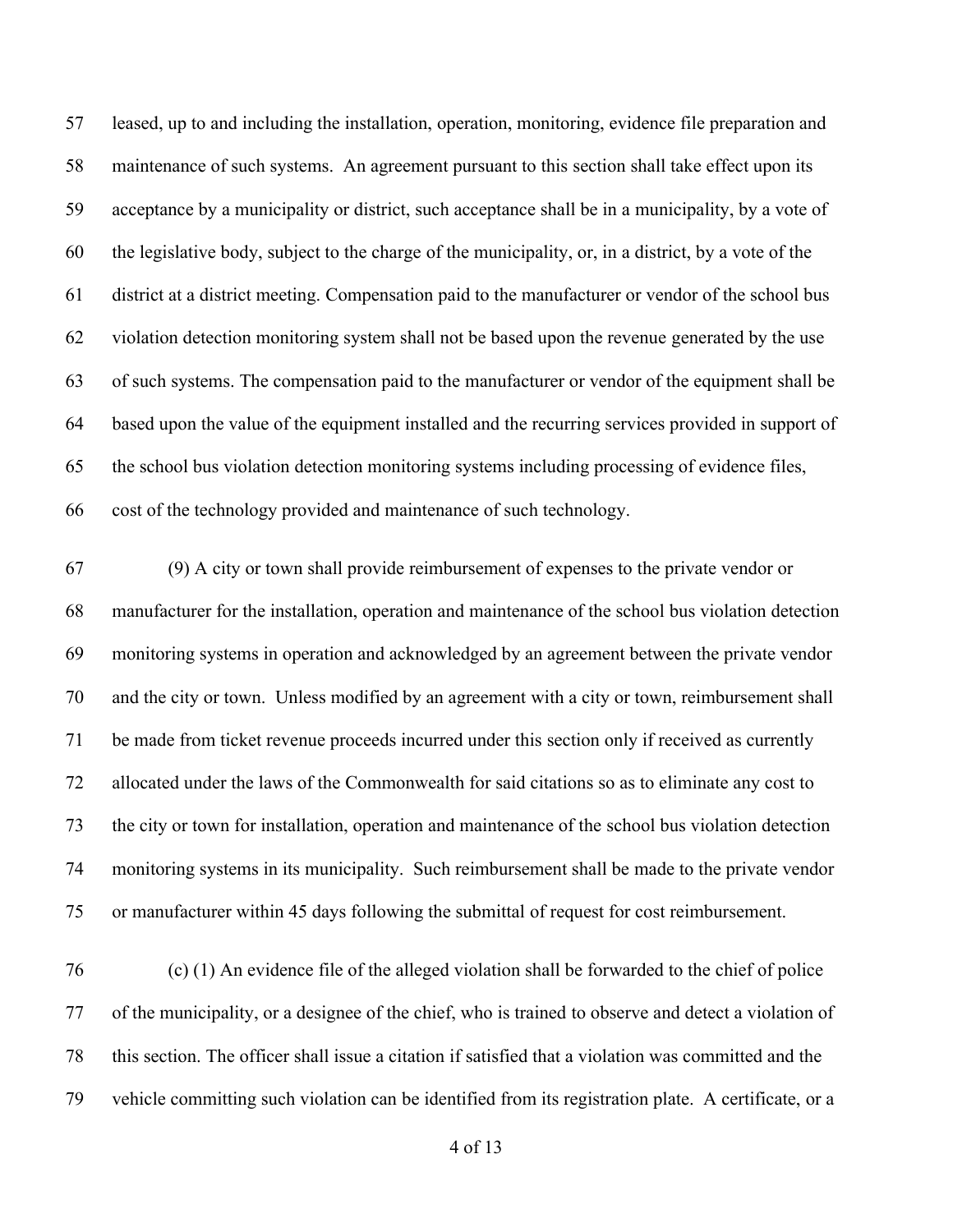leased, up to and including the installation, operation, monitoring, evidence file preparation and maintenance of such systems. An agreement pursuant to this section shall take effect upon its acceptance by a municipality or district, such acceptance shall be in a municipality, by a vote of the legislative body, subject to the charge of the municipality, or, in a district, by a vote of the district at a district meeting. Compensation paid to the manufacturer or vendor of the school bus violation detection monitoring system shall not be based upon the revenue generated by the use of such systems. The compensation paid to the manufacturer or vendor of the equipment shall be based upon the value of the equipment installed and the recurring services provided in support of the school bus violation detection monitoring systems including processing of evidence files, cost of the technology provided and maintenance of such technology.

(9) A city or town shall provide reimbursement of expenses to the private vendor or manufacturer for the installation, operation and maintenance of the school bus violation detection monitoring systems in operation and acknowledged by an agreement between the private vendor and the city or town. Unless modified by an agreement with a city or town, reimbursement shall be made from ticket revenue proceeds incurred under this section only if received as currently allocated under the laws of the Commonwealth for said citations so as to eliminate any cost to the city or town for installation, operation and maintenance of the school bus violation detection monitoring systems in its municipality. Such reimbursement shall be made to the private vendor or manufacturer within 45 days following the submittal of request for cost reimbursement.

(c) (1) An evidence file of the alleged violation shall be forwarded to the chief of police of the municipality, or a designee of the chief, who is trained to observe and detect a violation of this section. The officer shall issue a citation if satisfied that a violation was committed and the vehicle committing such violation can be identified from its registration plate. A certificate, or a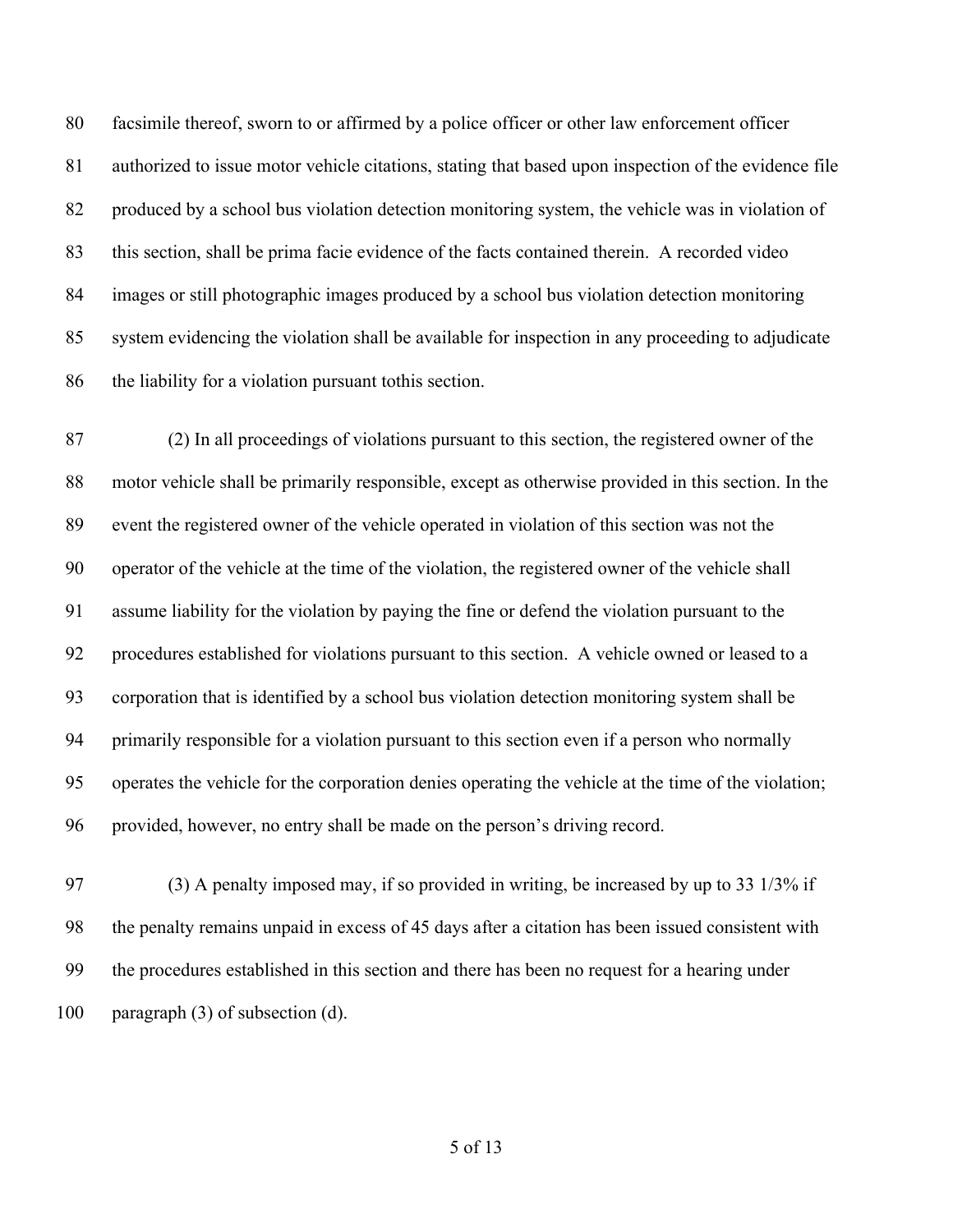facsimile thereof, sworn to or affirmed by a police officer or other law enforcement officer authorized to issue motor vehicle citations, stating that based upon inspection of the evidence file produced by a school bus violation detection monitoring system, the vehicle was in violation of this section, shall be prima facie evidence of the facts contained therein. A recorded video images or still photographic images produced by a school bus violation detection monitoring system evidencing the violation shall be available for inspection in any proceeding to adjudicate the liability for a violation pursuant tothis section.

(2) In all proceedings of violations pursuant to this section, the registered owner of the motor vehicle shall be primarily responsible, except as otherwise provided in this section. In the event the registered owner of the vehicle operated in violation of this section was not the operator of the vehicle at the time of the violation, the registered owner of the vehicle shall assume liability for the violation by paying the fine or defend the violation pursuant to the procedures established for violations pursuant to this section. A vehicle owned or leased to a corporation that is identified by a school bus violation detection monitoring system shall be primarily responsible for a violation pursuant to this section even if a person who normally operates the vehicle for the corporation denies operating the vehicle at the time of the violation; provided, however, no entry shall be made on the person's driving record.

(3) A penalty imposed may, if so provided in writing, be increased by up to 33 1/3% if the penalty remains unpaid in excess of 45 days after a citation has been issued consistent with the procedures established in this section and there has been no request for a hearing under paragraph (3) of subsection (d).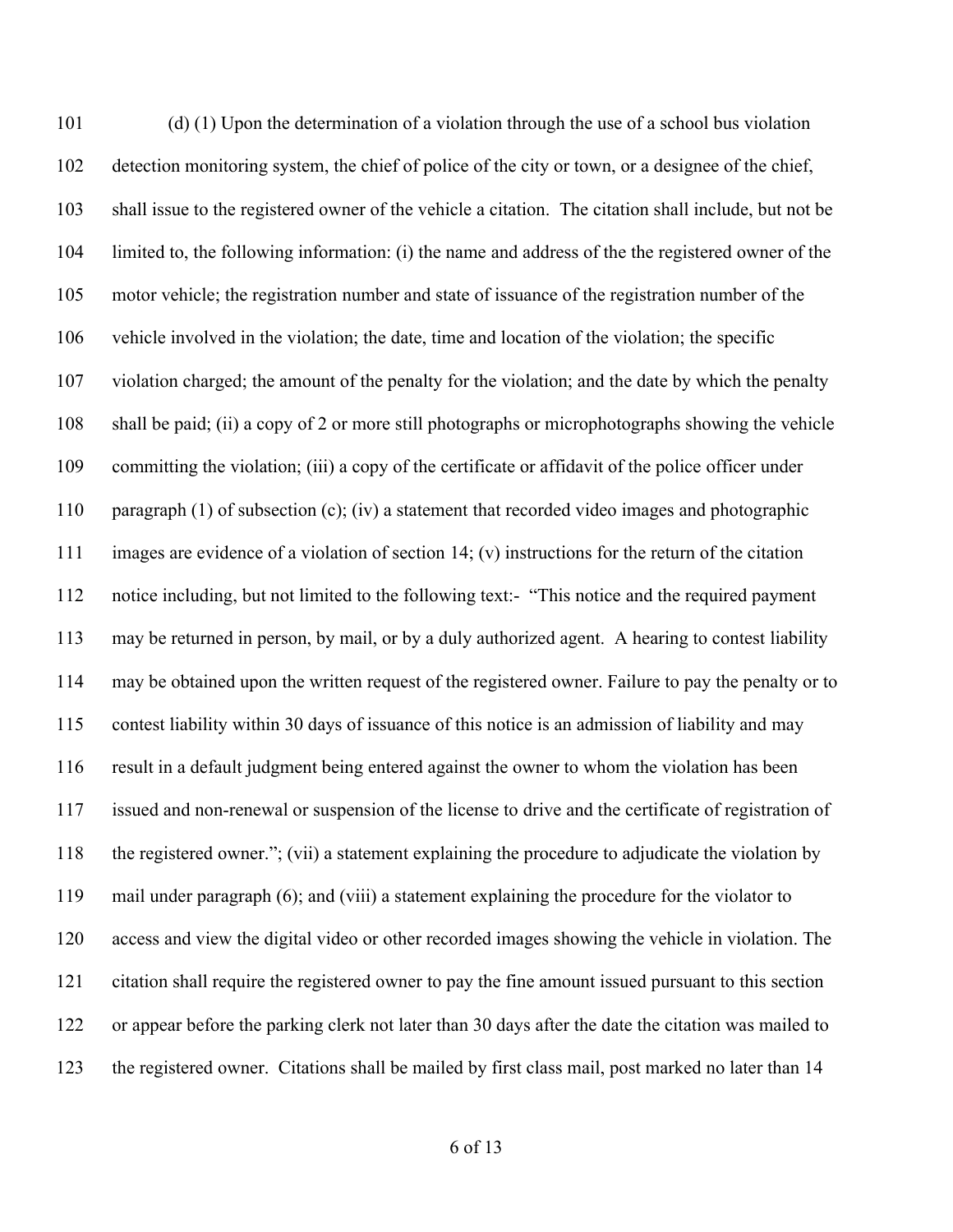(d) (1) Upon the determination of a violation through the use of a school bus violation detection monitoring system, the chief of police of the city or town, or a designee of the chief, shall issue to the registered owner of the vehicle a citation. The citation shall include, but not be limited to, the following information: (i) the name and address of the the registered owner of the motor vehicle; the registration number and state of issuance of the registration number of the vehicle involved in the violation; the date, time and location of the violation; the specific violation charged; the amount of the penalty for the violation; and the date by which the penalty shall be paid; (ii) a copy of 2 or more still photographs or microphotographs showing the vehicle committing the violation; (iii) a copy of the certificate or affidavit of the police officer under paragraph (1) of subsection (c); (iv) a statement that recorded video images and photographic images are evidence of a violation of section 14; (v) instructions for the return of the citation notice including, but not limited to the following text:- "This notice and the required payment may be returned in person, by mail, or by a duly authorized agent. A hearing to contest liability may be obtained upon the written request of the registered owner. Failure to pay the penalty or to contest liability within 30 days of issuance of this notice is an admission of liability and may result in a default judgment being entered against the owner to whom the violation has been issued and non-renewal or suspension of the license to drive and the certificate of registration of the registered owner."; (vii) a statement explaining the procedure to adjudicate the violation by mail under paragraph (6); and (viii) a statement explaining the procedure for the violator to access and view the digital video or other recorded images showing the vehicle in violation. The citation shall require the registered owner to pay the fine amount issued pursuant to this section or appear before the parking clerk not later than 30 days after the date the citation was mailed to the registered owner. Citations shall be mailed by first class mail, post marked no later than 14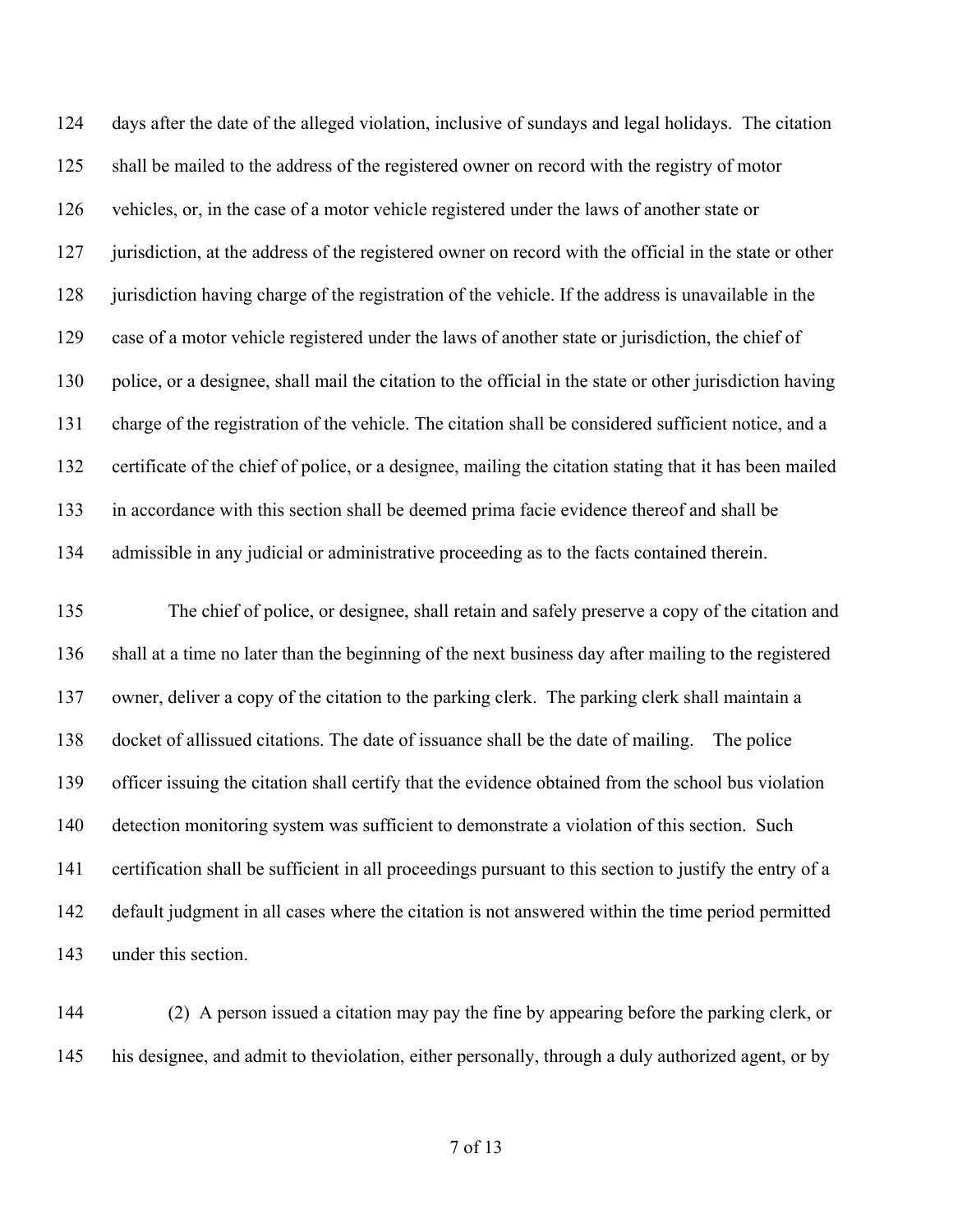days after the date of the alleged violation, inclusive of sundays and legal holidays. The citation shall be mailed to the address of the registered owner on record with the registry of motor vehicles, or, in the case of a motor vehicle registered under the laws of another state or jurisdiction, at the address of the registered owner on record with the official in the state or other jurisdiction having charge of the registration of the vehicle. If the address is unavailable in the case of a motor vehicle registered under the laws of another state or jurisdiction, the chief of police, or a designee, shall mail the citation to the official in the state or other jurisdiction having charge of the registration of the vehicle. The citation shall be considered sufficient notice, and a certificate of the chief of police, or a designee, mailing the citation stating that it has been mailed in accordance with this section shall be deemed prima facie evidence thereof and shall be admissible in any judicial or administrative proceeding as to the facts contained therein.

The chief of police, or designee, shall retain and safely preserve a copy of the citation and shall at a time no later than the beginning of the next business day after mailing to the registered owner, deliver a copy of the citation to the parking clerk. The parking clerk shall maintain a docket of allissued citations. The date of issuance shall be the date of mailing. The police officer issuing the citation shall certify that the evidence obtained from the school bus violation detection monitoring system was sufficient to demonstrate a violation of this section. Such certification shall be sufficient in all proceedings pursuant to this section to justify the entry of a default judgment in all cases where the citation is not answered within the time period permitted under this section.

(2) A person issued a citation may pay the fine by appearing before the parking clerk, or his designee, and admit to theviolation, either personally, through a duly authorized agent, or by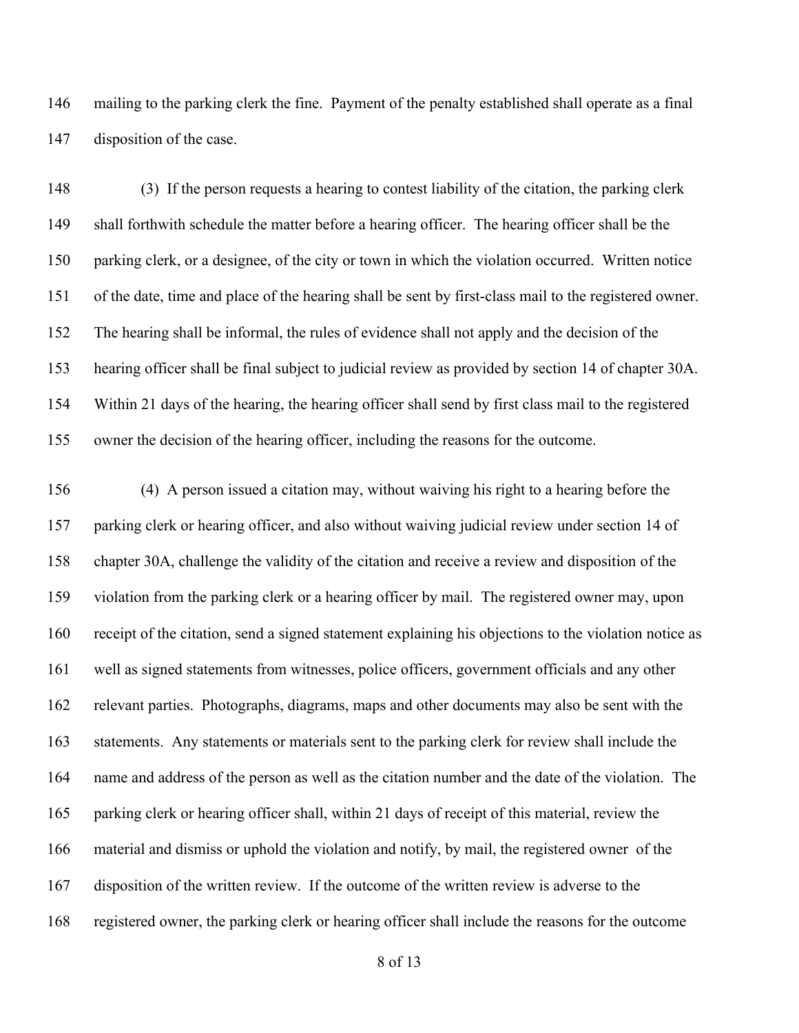mailing to the parking clerk the fine. Payment of the penalty established shall operate as a final disposition of the case.

(3) If the person requests a hearing to contest liability of the citation, the parking clerk shall forthwith schedule the matter before a hearing officer. The hearing officer shall be the parking clerk, or a designee, of the city or town in which the violation occurred. Written notice of the date, time and place of the hearing shall be sent by first-class mail to the registered owner. The hearing shall be informal, the rules of evidence shall not apply and the decision of the hearing officer shall be final subject to judicial review as provided by section 14 of chapter 30A. Within 21 days of the hearing, the hearing officer shall send by first class mail to the registered owner the decision of the hearing officer, including the reasons for the outcome.

(4) A person issued a citation may, without waiving his right to a hearing before the parking clerk or hearing officer, and also without waiving judicial review under section 14 of chapter 30A, challenge the validity of the citation and receive a review and disposition of the violation from the parking clerk or a hearing officer by mail. The registered owner may, upon receipt of the citation, send a signed statement explaining his objections to the violation notice as well as signed statements from witnesses, police officers, government officials and any other relevant parties. Photographs, diagrams, maps and other documents may also be sent with the statements. Any statements or materials sent to the parking clerk for review shall include the name and address of the person as well as the citation number and the date of the violation. The parking clerk or hearing officer shall, within 21 days of receipt of this material, review the material and dismiss or uphold the violation and notify, by mail, the registered owner of the disposition of the written review. If the outcome of the written review is adverse to the registered owner, the parking clerk or hearing officer shall include the reasons for the outcome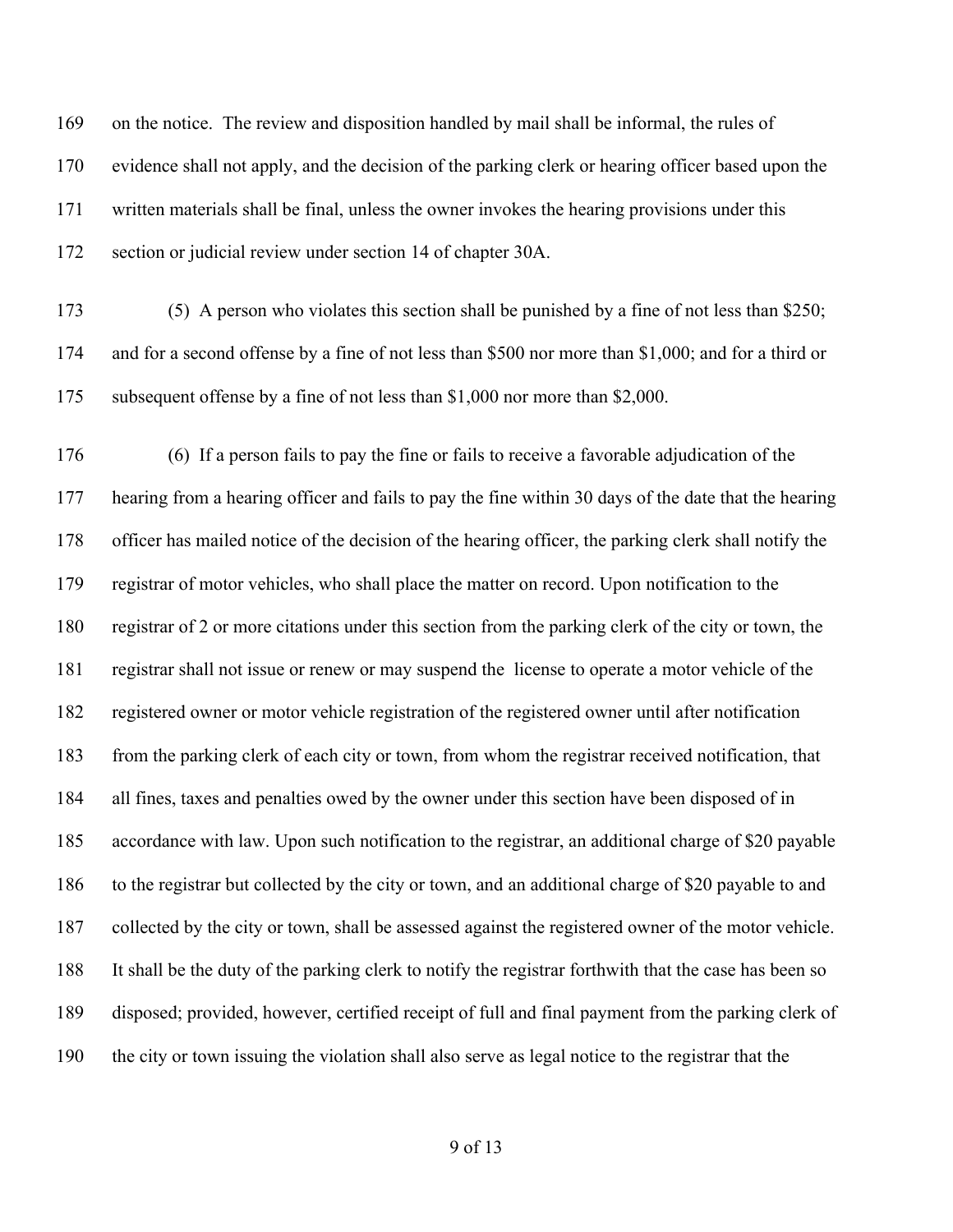on the notice. The review and disposition handled by mail shall be informal, the rules of evidence shall not apply, and the decision of the parking clerk or hearing officer based upon the written materials shall be final, unless the owner invokes the hearing provisions under this section or judicial review under section 14 of chapter 30A.

(5) A person who violates this section shall be punished by a fine of not less than $250; and for a second offense by a fine of not less than $500 nor more than $1,000; and for a third or subsequent offense by a fine of not less than $1,000 nor more than $2,000.

(6) If a person fails to pay the fine or fails to receive a favorable adjudication of the hearing from a hearing officer and fails to pay the fine within 30 days of the date that the hearing officer has mailed notice of the decision of the hearing officer, the parking clerk shall notify the registrar of motor vehicles, who shall place the matter on record. Upon notification to the registrar of 2 or more citations under this section from the parking clerk of the city or town, the registrar shall not issue or renew or may suspend the license to operate a motor vehicle of the registered owner or motor vehicle registration of the registered owner until after notification from the parking clerk of each city or town, from whom the registrar received notification, that all fines, taxes and penalties owed by the owner under this section have been disposed of in accordance with law. Upon such notification to the registrar, an additional charge of $20 payable to the registrar but collected by the city or town, and an additional charge of $20 payable to and collected by the city or town, shall be assessed against the registered owner of the motor vehicle. It shall be the duty of the parking clerk to notify the registrar forthwith that the case has been so disposed; provided, however, certified receipt of full and final payment from the parking clerk of the city or town issuing the violation shall also serve as legal notice to the registrar that the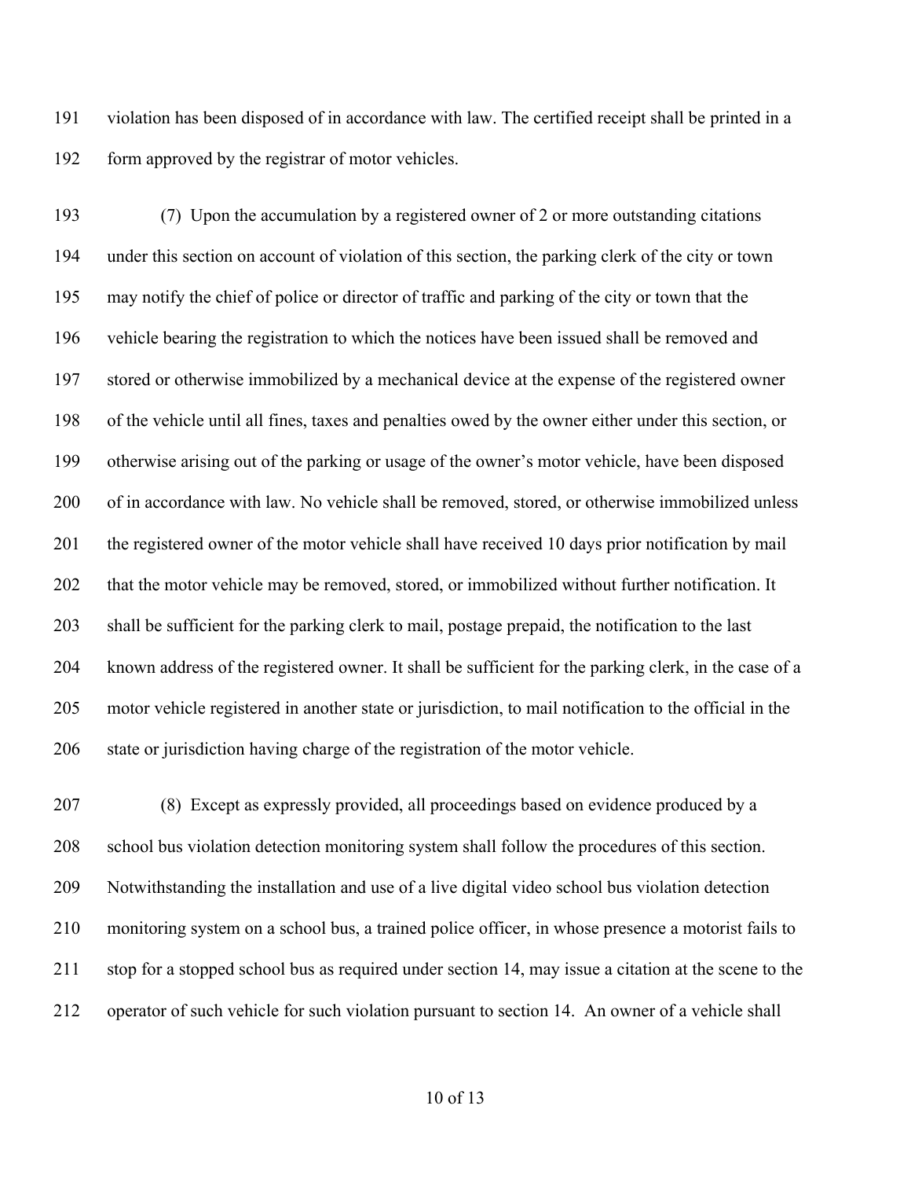violation has been disposed of in accordance with law. The certified receipt shall be printed in a form approved by the registrar of motor vehicles.

(7) Upon the accumulation by a registered owner of 2 or more outstanding citations under this section on account of violation of this section, the parking clerk of the city or town may notify the chief of police or director of traffic and parking of the city or town that the vehicle bearing the registration to which the notices have been issued shall be removed and stored or otherwise immobilized by a mechanical device at the expense of the registered owner of the vehicle until all fines, taxes and penalties owed by the owner either under this section, or otherwise arising out of the parking or usage of the owner's motor vehicle, have been disposed of in accordance with law. No vehicle shall be removed, stored, or otherwise immobilized unless the registered owner of the motor vehicle shall have received 10 days prior notification by mail that the motor vehicle may be removed, stored, or immobilized without further notification. It shall be sufficient for the parking clerk to mail, postage prepaid, the notification to the last known address of the registered owner. It shall be sufficient for the parking clerk, in the case of a motor vehicle registered in another state or jurisdiction, to mail notification to the official in the state or jurisdiction having charge of the registration of the motor vehicle.

(8) Except as expressly provided, all proceedings based on evidence produced by a school bus violation detection monitoring system shall follow the procedures of this section. Notwithstanding the installation and use of a live digital video school bus violation detection monitoring system on a school bus, a trained police officer, in whose presence a motorist fails to stop for a stopped school bus as required under section 14, may issue a citation at the scene to the operator of such vehicle for such violation pursuant to section 14. An owner of a vehicle shall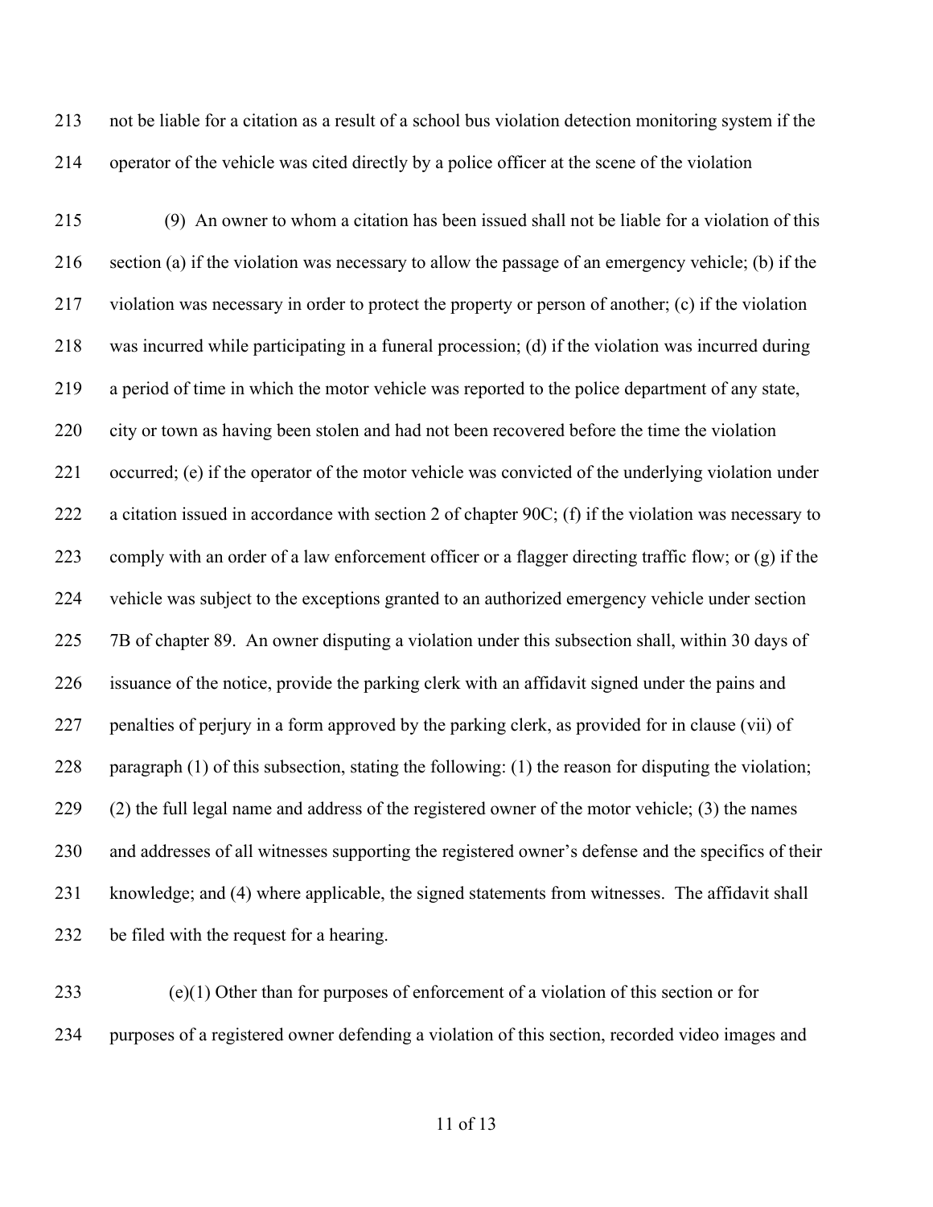not be liable for a citation as a result of a school bus violation detection monitoring system if the operator of the vehicle was cited directly by a police officer at the scene of the violation

(9) An owner to whom a citation has been issued shall not be liable for a violation of this section (a) if the violation was necessary to allow the passage of an emergency vehicle; (b) if the violation was necessary in order to protect the property or person of another; (c) if the violation was incurred while participating in a funeral procession; (d) if the violation was incurred during a period of time in which the motor vehicle was reported to the police department of any state, city or town as having been stolen and had not been recovered before the time the violation occurred; (e) if the operator of the motor vehicle was convicted of the underlying violation under a citation issued in accordance with section 2 of chapter 90C; (f) if the violation was necessary to comply with an order of a law enforcement officer or a flagger directing traffic flow; or (g) if the vehicle was subject to the exceptions granted to an authorized emergency vehicle under section 7B of chapter 89. An owner disputing a violation under this subsection shall, within 30 days of issuance of the notice, provide the parking clerk with an affidavit signed under the pains and penalties of perjury in a form approved by the parking clerk, as provided for in clause (vii) of paragraph (1) of this subsection, stating the following: (1) the reason for disputing the violation; (2) the full legal name and address of the registered owner of the motor vehicle; (3) the names and addresses of all witnesses supporting the registered owner's defense and the specifics of their knowledge; and (4) where applicable, the signed statements from witnesses. The affidavit shall be filed with the request for a hearing.

(e)(1) Other than for purposes of enforcement of a violation of this section or for purposes of a registered owner defending a violation of this section, recorded video images and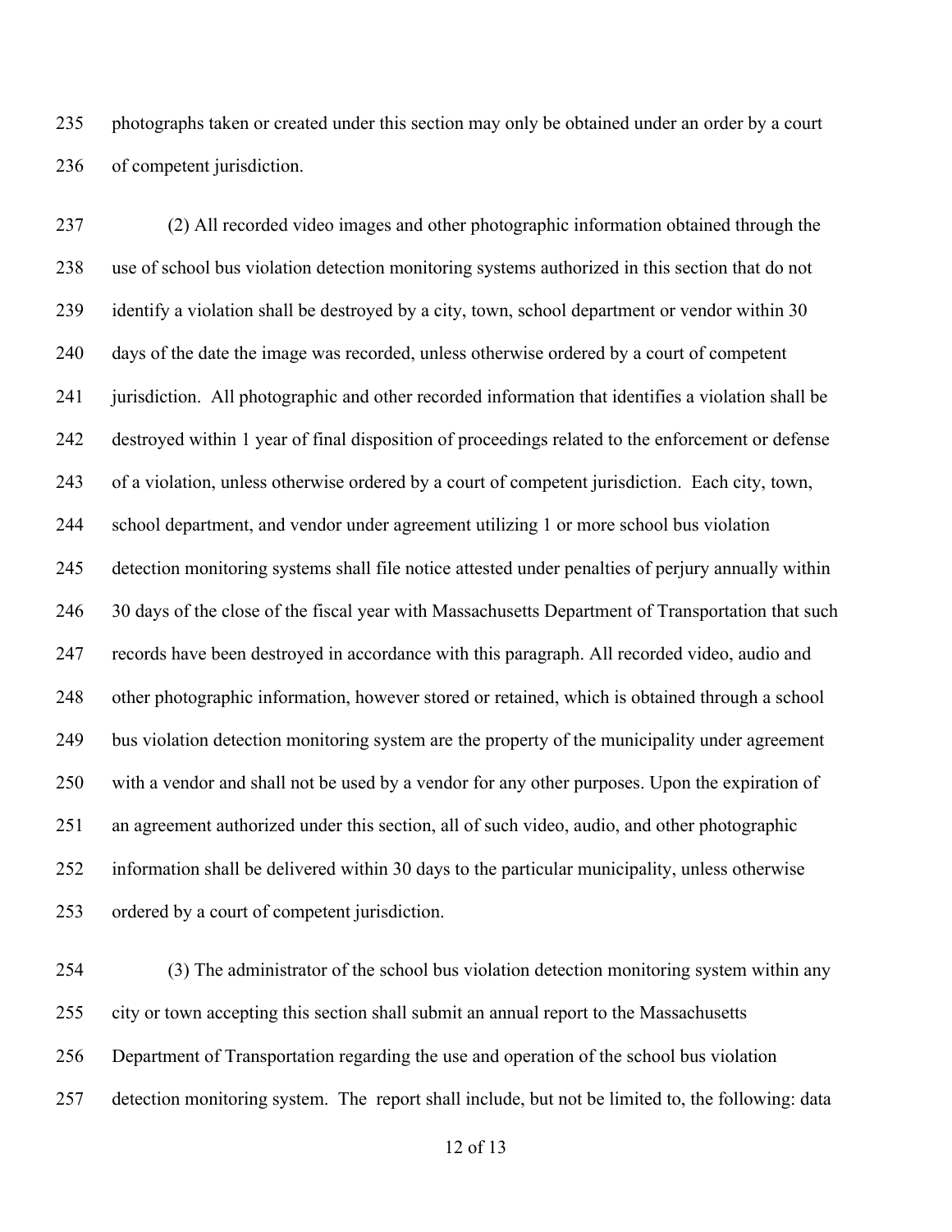photographs taken or created under this section may only be obtained under an order by a court of competent jurisdiction.

(2) All recorded video images and other photographic information obtained through the use of school bus violation detection monitoring systems authorized in this section that do not identify a violation shall be destroyed by a city, town, school department or vendor within 30 days of the date the image was recorded, unless otherwise ordered by a court of competent jurisdiction. All photographic and other recorded information that identifies a violation shall be destroyed within 1 year of final disposition of proceedings related to the enforcement or defense of a violation, unless otherwise ordered by a court of competent jurisdiction. Each city, town, school department, and vendor under agreement utilizing 1 or more school bus violation detection monitoring systems shall file notice attested under penalties of perjury annually within 30 days of the close of the fiscal year with Massachusetts Department of Transportation that such records have been destroyed in accordance with this paragraph. All recorded video, audio and other photographic information, however stored or retained, which is obtained through a school bus violation detection monitoring system are the property of the municipality under agreement with a vendor and shall not be used by a vendor for any other purposes. Upon the expiration of an agreement authorized under this section, all of such video, audio, and other photographic information shall be delivered within 30 days to the particular municipality, unless otherwise ordered by a court of competent jurisdiction.

(3) The administrator of the school bus violation detection monitoring system within any city or town accepting this section shall submit an annual report to the Massachusetts Department of Transportation regarding the use and operation of the school bus violation detection monitoring system. The report shall include, but not be limited to, the following: data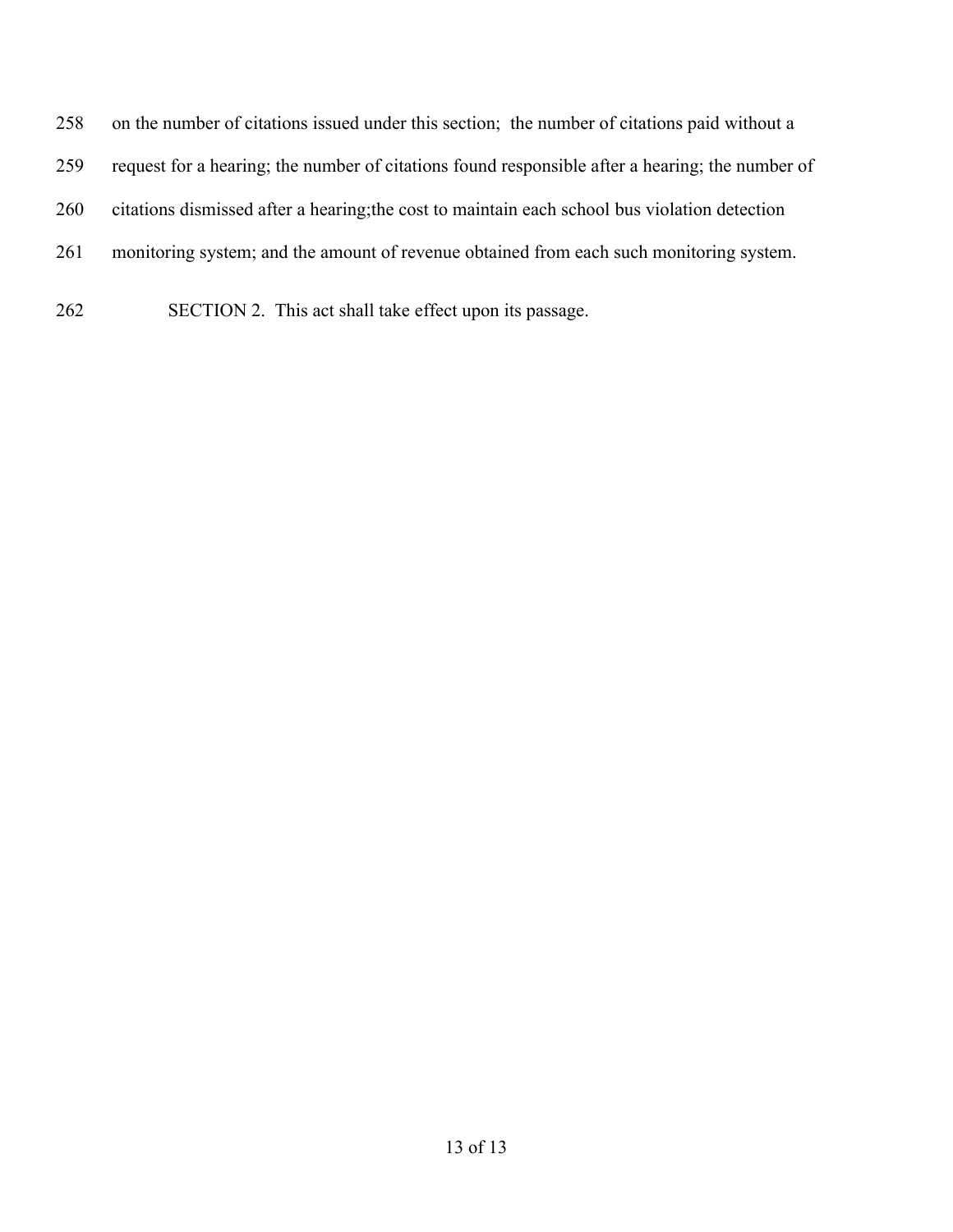258 on the number of citations issued under this section; the number of citations paid without a

259 request for a hearing; the number of citations found responsible after a hearing; the number of

260 citations dismissed after a hearing;the cost to maintain each school bus violation detection

261 monitoring system; and the amount of revenue obtained from each such monitoring system.

262 SECTION 2. This act shall take effect upon its passage.